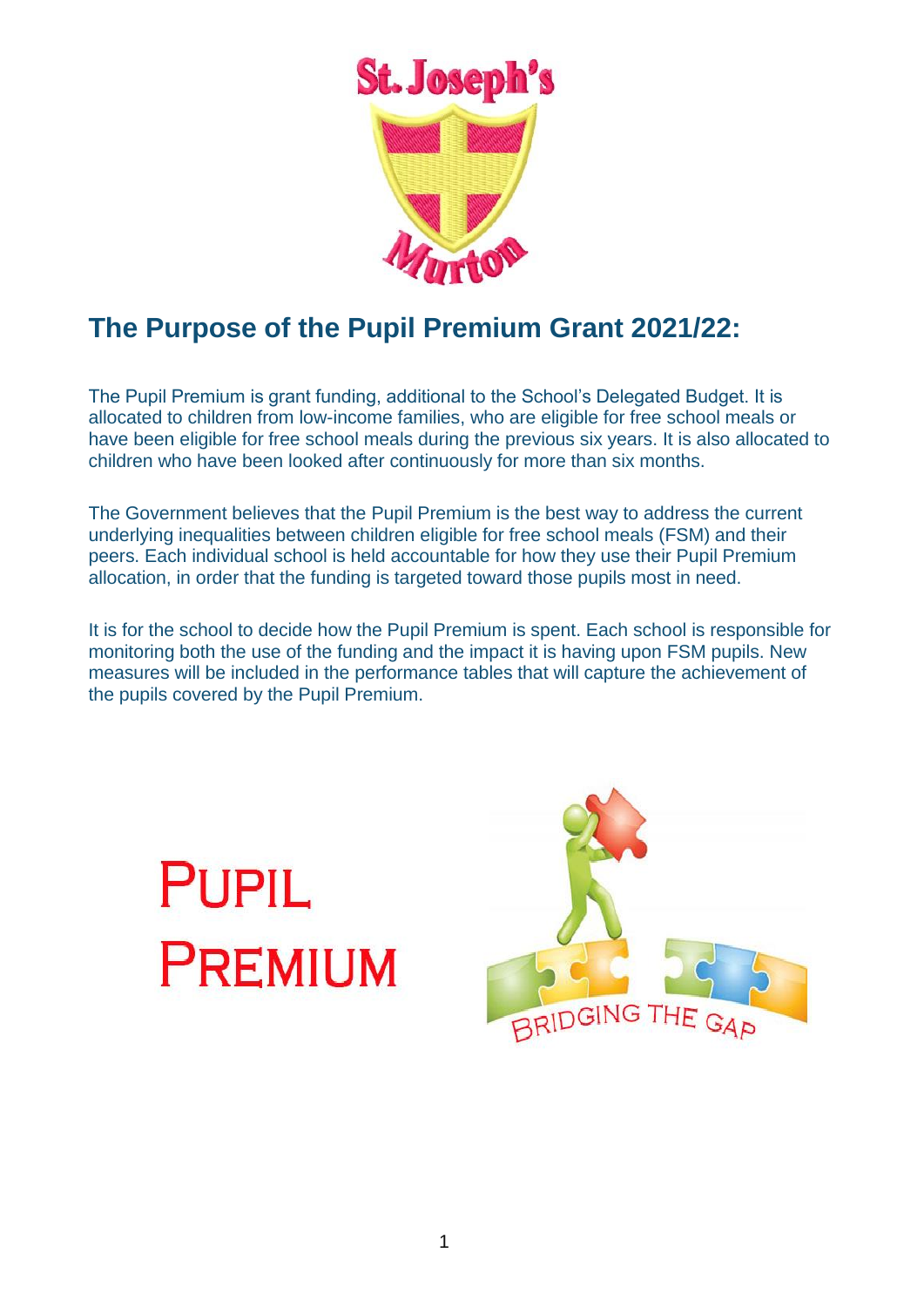St. Joseph's Murton

# The Purpose of the Pupil Premium Grant 2021/22:

The Pupil Premium is grant funding, additional to the School's Delegated Budget. It is allocated to children from low-income families, who are eligible for free school meals or have been eligible for free school meals during the previous six years. It is also allocated to children who have been looked after continuously for more than six months.

The Government believes that the Pupil Premium is the best way to address the current underlying inequalities between children eligible for free school meals (FSM) and their peers. Each individual school is held accountable for how they use their Pupil Premium allocation, in order that the funding is targeted toward those pupils most in need.

It is for the school to decide how the Pupil Premium is spent. Each school is responsible for monitoring both the use of the funding and the impact it is having upon FSM pupils. New measures will be included in the performance tables that will capture the achievement of the pupils covered by the Pupil Premium.

PUPIL PREMIUM

BRIDGING THE GAP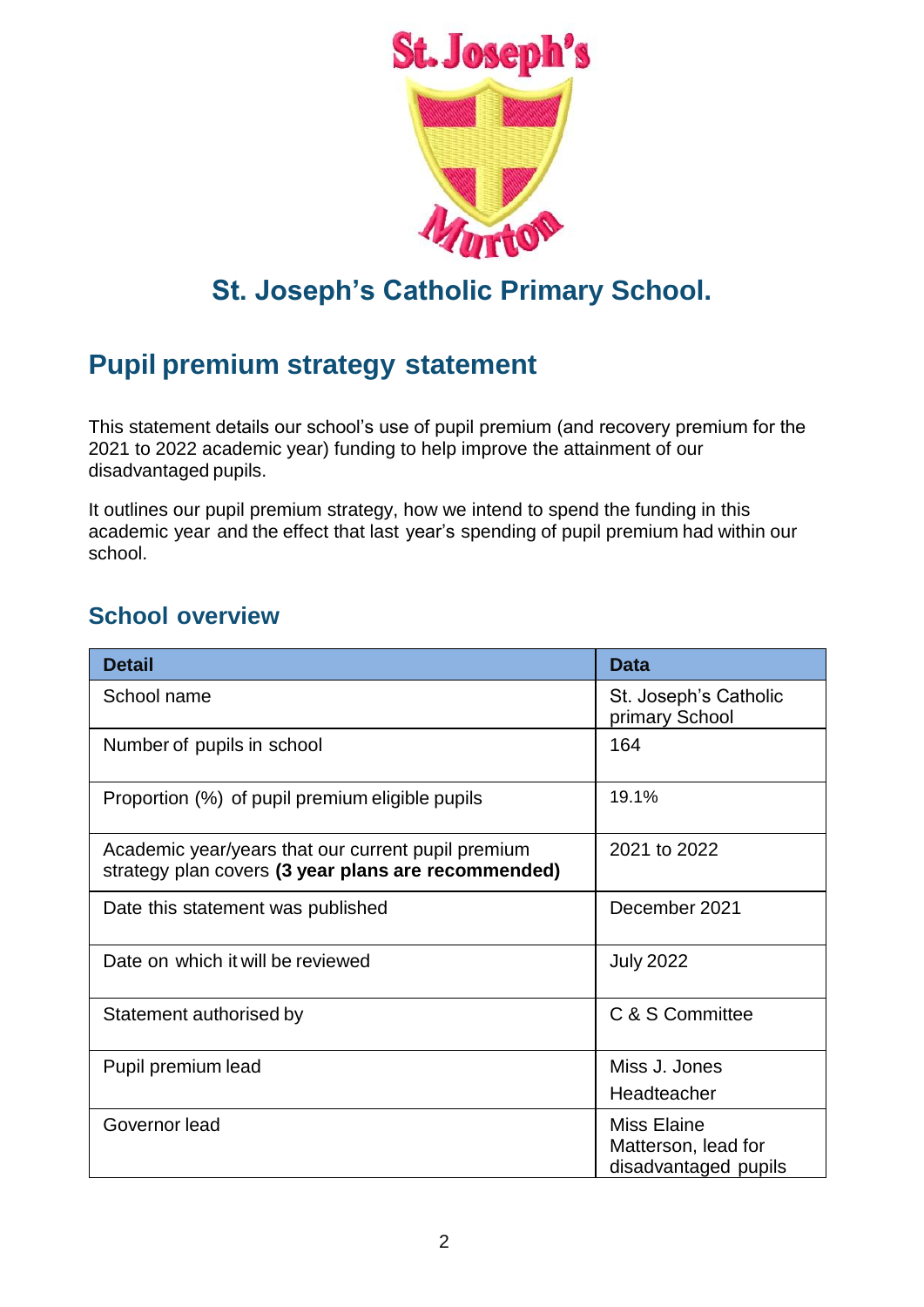# St. Joseph's Catholic Primary School.

## Pupil premium strategy statement

This statement details our school's use of pupil premium (and recovery premium for the 2021 to 2022 academic year) funding to help improve the attainment of our disadvantaged pupils.

It outlines our pupil premium strategy, how we intend to spend the funding in this academic year and the effect that last year's spending of pupil premium had within our school.

### School overview

| Detail | Data |
|---|---|
| School name | St. Joseph's Catholic primary School |
| Number of pupils in school | 164 |
| Proportion (%) of pupil premium eligible pupils | 19.1% |
| Academic year/years that our current pupil premium strategy plan covers **(3 year plans are recommended)** | 2021 to 2022 |
| Date this statement was published | December 2021 |
| Date on which it will be reviewed | July 2022 |
| Statement authorised by | C & S Committee |
| Pupil premium lead | Miss J. Jones Headteacher |
| Governor lead | Miss Elaine Matterson, lead for disadvantaged pupils |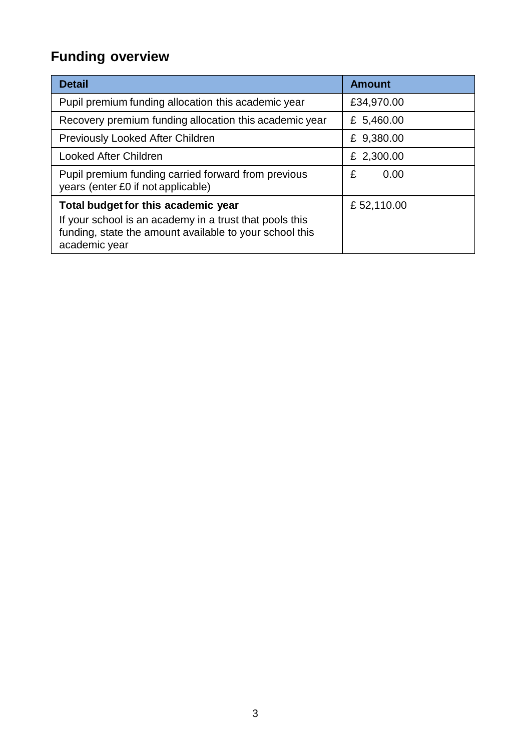## Funding overview

| Detail | Amount |
| --- | --- |
| Pupil premium funding allocation this academic year | £34,970.00 |
| Recovery premium funding allocation this academic year | £ 5,460.00 |
| Previously Looked After Children | £ 9,380.00 |
| Looked After Children | £ 2,300.00 |
| Pupil premium funding carried forward from previous years (enter £0 if not applicable) | £ 0.00 |
| **Total budget for this academic year**<br>If your school is an academy in a trust that pools this funding, state the amount available to your school this academic year | £ 52,110.00 |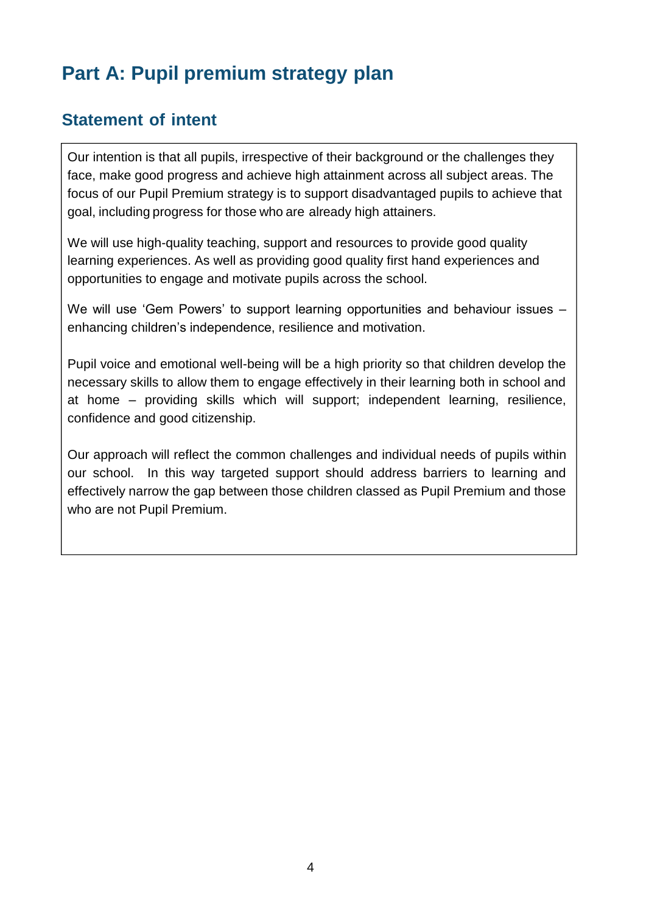# Part A: Pupil premium strategy plan

## Statement of intent

Our intention is that all pupils, irrespective of their background or the challenges they face, make good progress and achieve high attainment across all subject areas. The focus of our Pupil Premium strategy is to support disadvantaged pupils to achieve that goal, including progress for those who are already high attainers.

We will use high-quality teaching, support and resources to provide good quality learning experiences. As well as providing good quality first hand experiences and opportunities to engage and motivate pupils across the school.

We will use 'Gem Powers' to support learning opportunities and behaviour issues – enhancing children's independence, resilience and motivation.

Pupil voice and emotional well-being will be a high priority so that children develop the necessary skills to allow them to engage effectively in their learning both in school and at home – providing skills which will support; independent learning, resilience, confidence and good citizenship.

Our approach will reflect the common challenges and individual needs of pupils within our school. In this way targeted support should address barriers to learning and effectively narrow the gap between those children classed as Pupil Premium and those who are not Pupil Premium.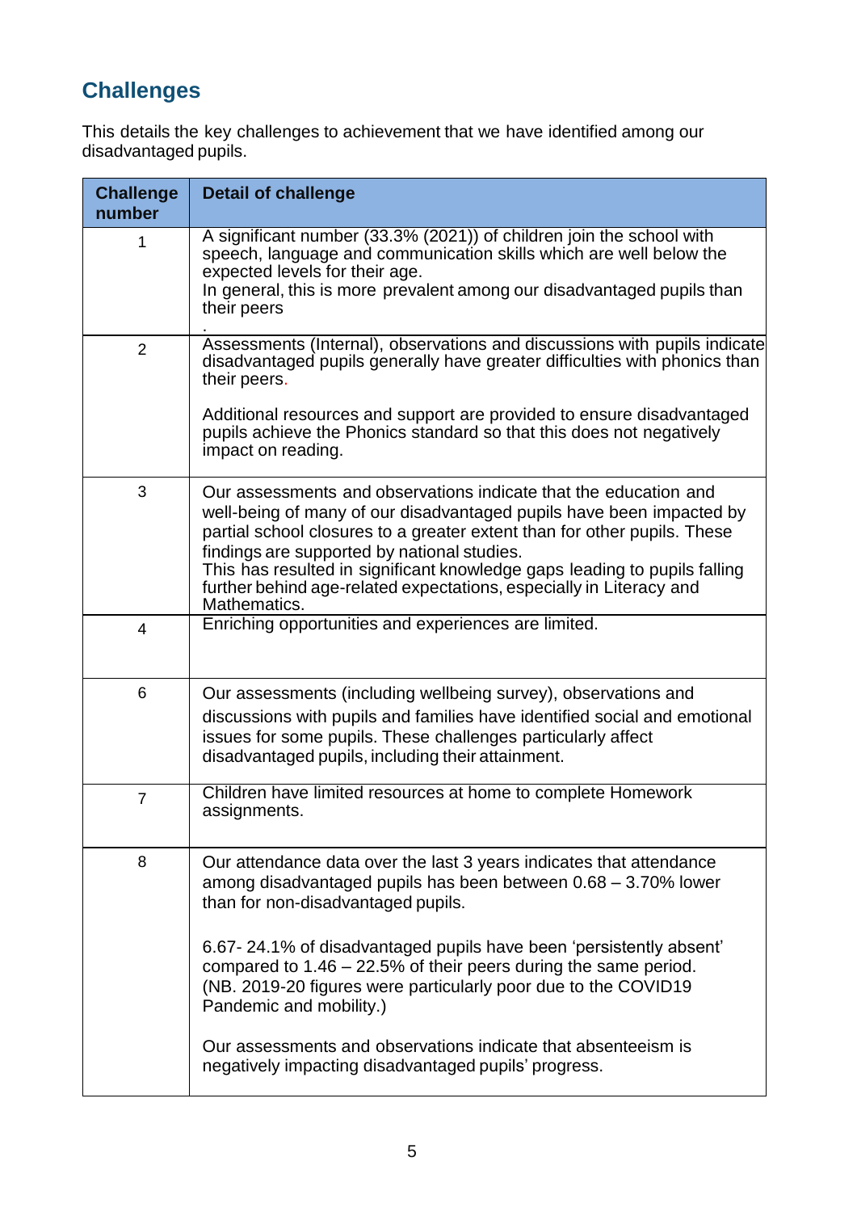## Challenges

This details the key challenges to achievement that we have identified among our disadvantaged pupils.

| Challenge number | Detail of challenge |
|---|---|
| 1 | A significant number (33.3% (2021)) of children join the school with speech, language and communication skills which are well below the expected levels for their age.<br>In general, this is more prevalent among our disadvantaged pupils than their peers<br>. |
| 2 | Assessments (Internal), observations and discussions with pupils indicate disadvantaged pupils generally have greater difficulties with phonics than their peers.<br><br>Additional resources and support are provided to ensure disadvantaged pupils achieve the Phonics standard so that this does not negatively impact on reading. |
| 3 | Our assessments and observations indicate that the education and well-being of many of our disadvantaged pupils have been impacted by partial school closures to a greater extent than for other pupils. These findings are supported by national studies.<br>This has resulted in significant knowledge gaps leading to pupils falling further behind age-related expectations, especially in Literacy and Mathematics. |
| 4 | Enriching opportunities and experiences are limited. |
| 6 | Our assessments (including wellbeing survey), observations and discussions with pupils and families have identified social and emotional issues for some pupils. These challenges particularly affect disadvantaged pupils, including their attainment. |
| 7 | Children have limited resources at home to complete Homework assignments. |
| 8 | Our attendance data over the last 3 years indicates that attendance among disadvantaged pupils has been between 0.68 – 3.70% lower than for non-disadvantaged pupils.<br><br>6.67- 24.1% of disadvantaged pupils have been 'persistently absent' compared to 1.46 – 22.5% of their peers during the same period. (NB. 2019-20 figures were particularly poor due to the COVID19 Pandemic and mobility.)<br><br>Our assessments and observations indicate that absenteeism is negatively impacting disadvantaged pupils' progress. |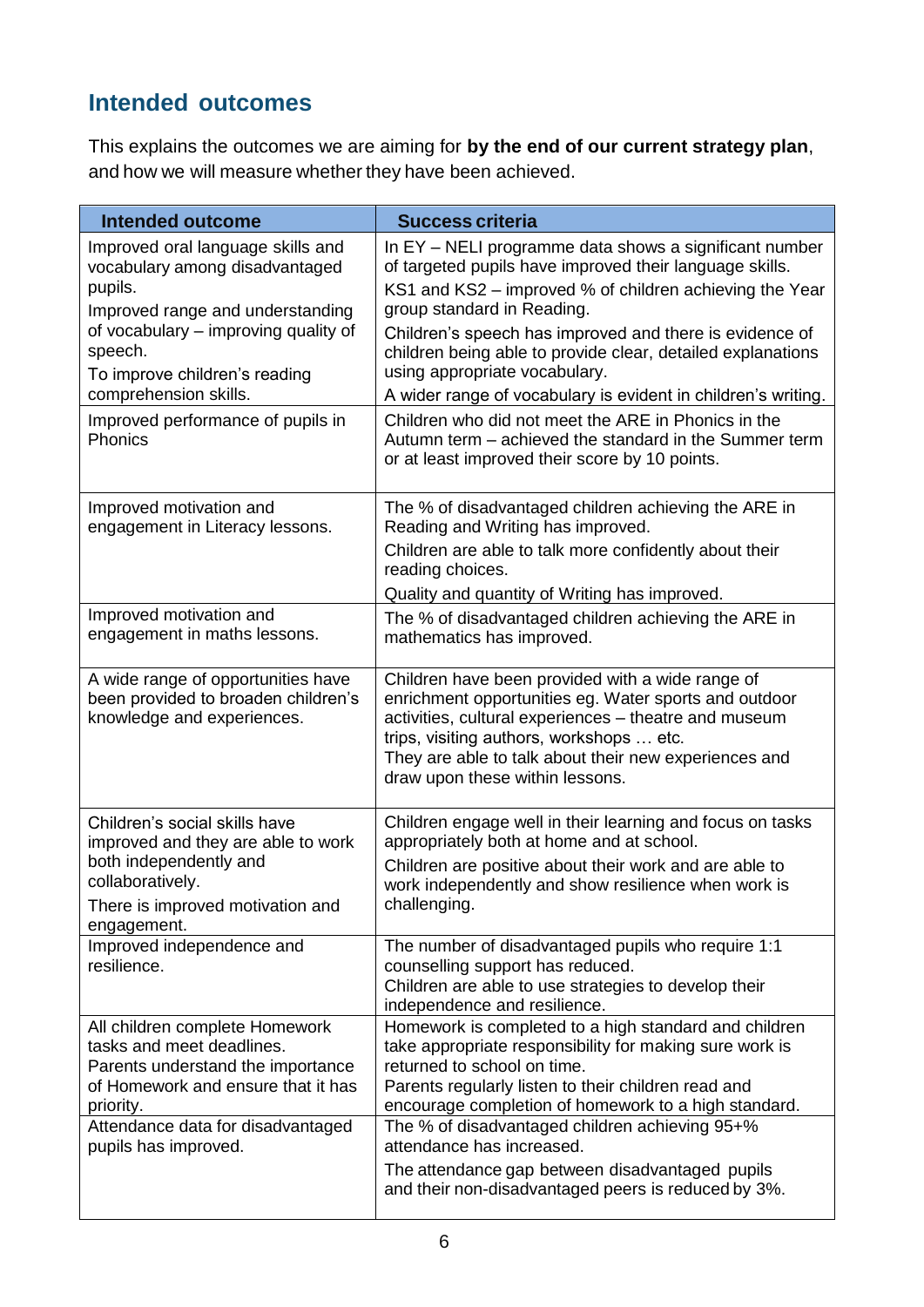## Intended outcomes

This explains the outcomes we are aiming for **by the end of our current strategy plan**, and how we will measure whether they have been achieved.

| Intended outcome | Success criteria |
| --- | --- |
| Improved oral language skills and vocabulary among disadvantaged pupils.<br>Improved range and understanding of vocabulary – improving quality of speech.<br>To improve children's reading comprehension skills. | In EY – NELI programme data shows a significant number of targeted pupils have improved their language skills.<br>KS1 and KS2 – improved % of children achieving the Year group standard in Reading.<br>Children's speech has improved and there is evidence of children being able to provide clear, detailed explanations using appropriate vocabulary.<br>A wider range of vocabulary is evident in children's writing. |
| Improved performance of pupils in Phonics | Children who did not meet the ARE in Phonics in the Autumn term – achieved the standard in the Summer term or at least improved their score by 10 points. |
| Improved motivation and engagement in Literacy lessons. | The % of disadvantaged children achieving the ARE in Reading and Writing has improved.<br>Children are able to talk more confidently about their reading choices.<br>Quality and quantity of Writing has improved. |
| Improved motivation and engagement in maths lessons. | The % of disadvantaged children achieving the ARE in mathematics has improved. |
| A wide range of opportunities have been provided to broaden children's knowledge and experiences. | Children have been provided with a wide range of enrichment opportunities eg. Water sports and outdoor activities, cultural experiences – theatre and museum trips, visiting authors, workshops … etc.<br>They are able to talk about their new experiences and draw upon these within lessons. |
| Children's social skills have improved and they are able to work both independently and collaboratively.<br>There is improved motivation and engagement. | Children engage well in their learning and focus on tasks appropriately both at home and at school.<br>Children are positive about their work and are able to work independently and show resilience when work is challenging. |
| Improved independence and resilience. | The number of disadvantaged pupils who require 1:1 counselling support has reduced.<br>Children are able to use strategies to develop their independence and resilience. |
| All children complete Homework tasks and meet deadlines.<br>Parents understand the importance of Homework and ensure that it has priority. | Homework is completed to a high standard and children take appropriate responsibility for making sure work is returned to school on time.<br>Parents regularly listen to their children read and encourage completion of homework to a high standard. |
| Attendance data for disadvantaged pupils has improved. | The % of disadvantaged children achieving 95+% attendance has increased.<br>The attendance gap between disadvantaged pupils and their non-disadvantaged peers is reduced by 3%. |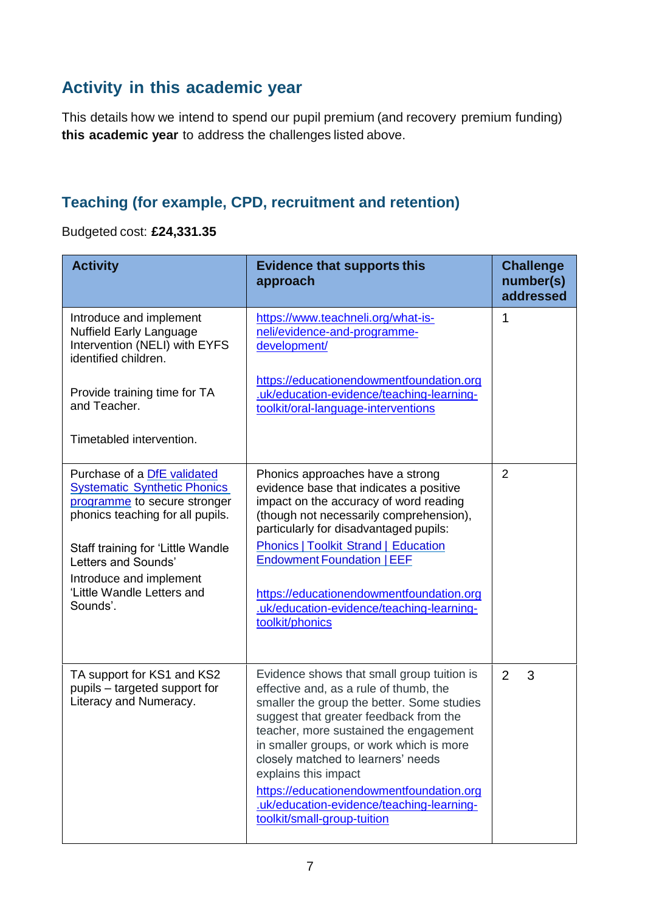## Activity in this academic year

This details how we intend to spend our pupil premium (and recovery premium funding) **this academic year** to address the challenges listed above.

### Teaching (for example, CPD, recruitment and retention)

Budgeted cost: **£24,331.35**

| Activity | Evidence that supports this approach | Challenge number(s) addressed |
|---|---|---|
| Introduce and implement Nuffield Early Language Intervention (NELI) with EYFS identified children.<br><br>Provide training time for TA and Teacher.<br><br>Timetabled intervention. | https://www.teachneli.org/what-is-neli/evidence-and-programme-development/<br><br>https://educationendowmentfoundation.org.uk/education-evidence/teaching-learning-toolkit/oral-language-interventions | 1 |
| Purchase of a DfE validated Systematic Synthetic Phonics programme to secure stronger phonics teaching for all pupils.<br><br>Staff training for 'Little Wandle Letters and Sounds'<br>Introduce and implement 'Little Wandle Letters and Sounds'. | Phonics approaches have a strong evidence base that indicates a positive impact on the accuracy of word reading (though not necessarily comprehension), particularly for disadvantaged pupils:<br>Phonics \| Toolkit Strand \| Education Endowment Foundation \| EEF<br><br>https://educationendowmentfoundation.org.uk/education-evidence/teaching-learning-toolkit/phonics | 2 |
| TA support for KS1 and KS2 pupils – targeted support for Literacy and Numeracy. | Evidence shows that small group tuition is effective and, as a rule of thumb, the smaller the group the better. Some studies suggest that greater feedback from the teacher, more sustained the engagement in smaller groups, or work which is more closely matched to learners' needs explains this impact<br>https://educationendowmentfoundation.org.uk/education-evidence/teaching-learning-toolkit/small-group-tuition | 2 3 |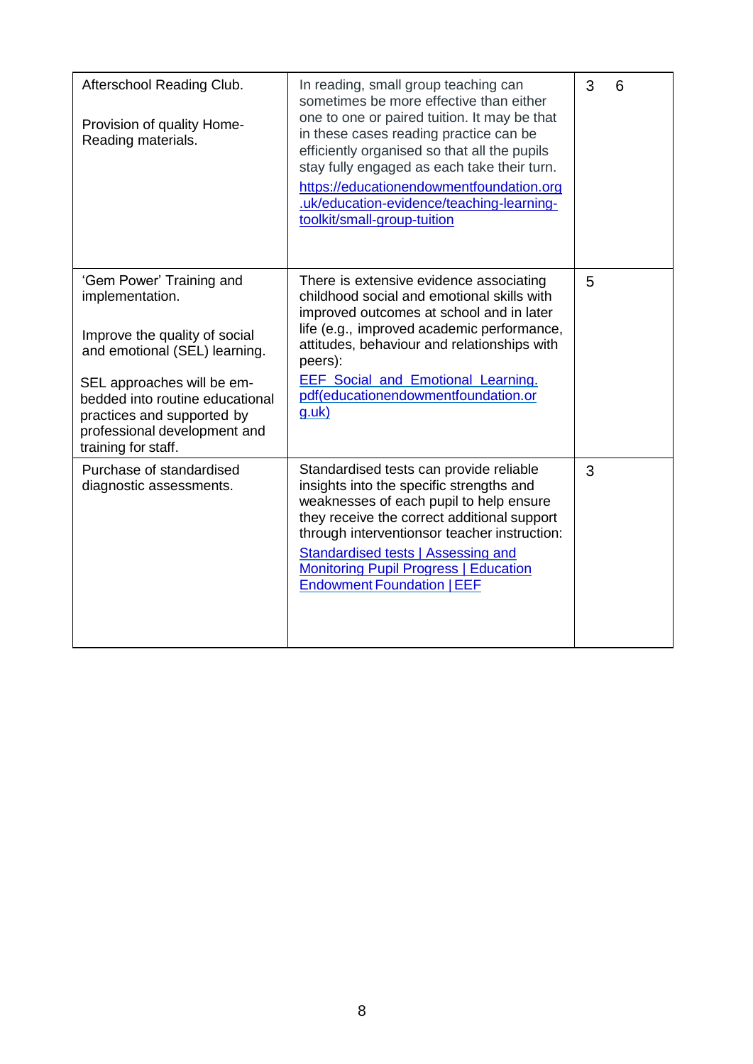| | | |
|---|---|---|
| Afterschool Reading Club.<br><br>Provision of quality Home-Reading materials. | In reading, small group teaching can sometimes be more effective than either one to one or paired tuition. It may be that in these cases reading practice can be efficiently organised so that all the pupils stay fully engaged as each take their turn.<br>[https://educationendowmentfoundation.org.uk/education-evidence/teaching-learning-toolkit/small-group-tuition](https://educationendowmentfoundation.org.uk/education-evidence/teaching-learning-toolkit/small-group-tuition) | 3 6 |
| 'Gem Power' Training and implementation.<br><br>Improve the quality of social and emotional (SEL) learning.<br><br>SEL approaches will be em-bedded into routine educational practices and supported by professional development and training for staff. | There is extensive evidence associating childhood social and emotional skills with improved outcomes at school and in later life (e.g., improved academic performance, attitudes, behaviour and relationships with peers):<br>EEF_Social_and_Emotional_Learning.pdf(educationendowmentfoundation.org.uk) | 5 |
| Purchase of standardised diagnostic assessments. | Standardised tests can provide reliable insights into the specific strengths and weaknesses of each pupil to help ensure they receive the correct additional support through interventionsor teacher instruction:<br>Standardised tests \| Assessing and Monitoring Pupil Progress \| Education Endowment Foundation \| EEF | 3 |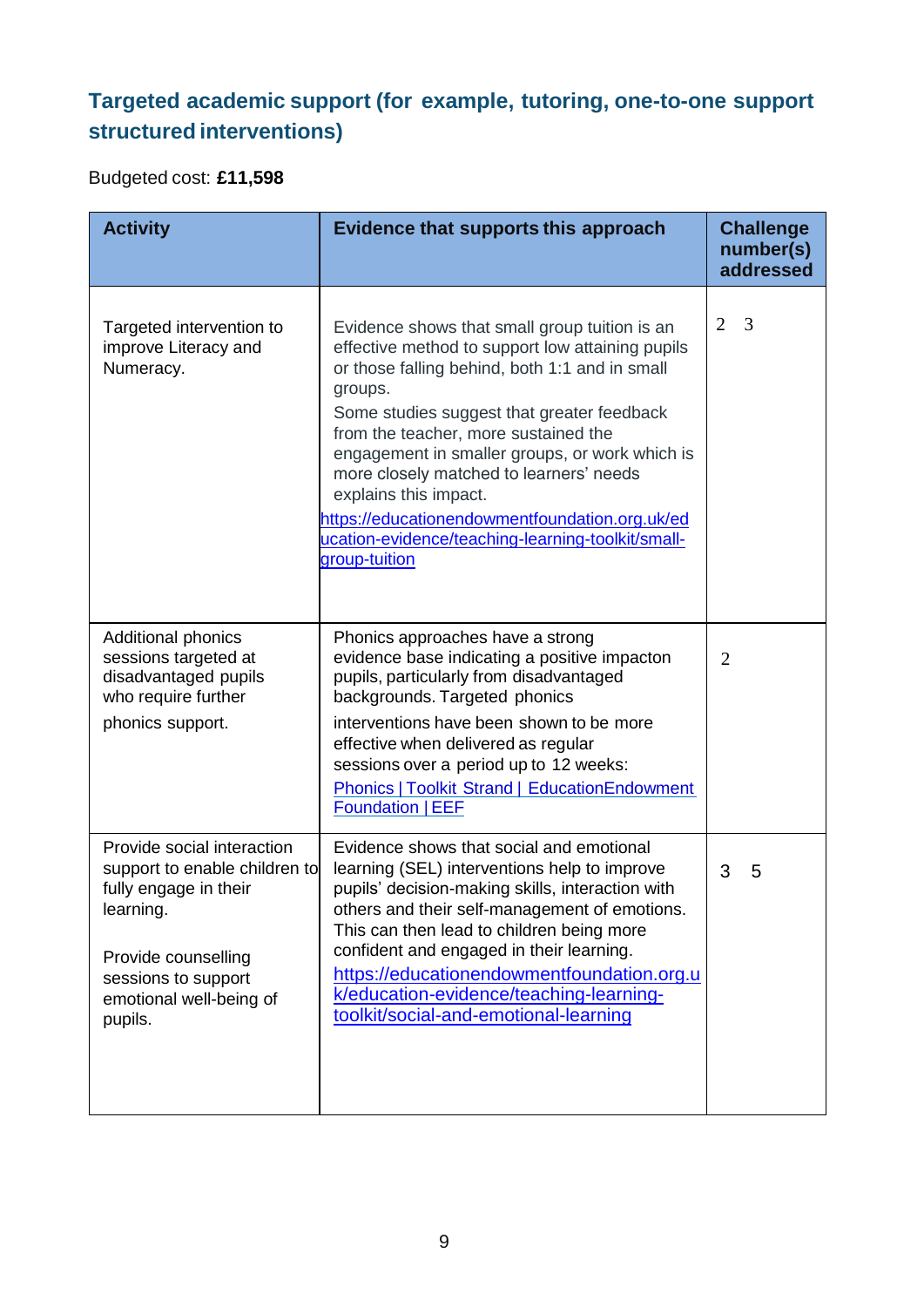### Targeted academic support (for example, tutoring, one-to-one support structured interventions)

Budgeted cost: **£11,598**

| Activity | Evidence that supports this approach | Challenge number(s) addressed |
|---|---|---|
| Targeted intervention to improve Literacy and Numeracy. | Evidence shows that small group tuition is an effective method to support low attaining pupils or those falling behind, both 1:1 and in small groups.<br>Some studies suggest that greater feedback from the teacher, more sustained the engagement in smaller groups, or work which is more closely matched to learners' needs explains this impact.<br>[https://educationendowmentfoundation.org.uk/education-evidence/teaching-learning-toolkit/small-group-tuition](https://educationendowmentfoundation.org.uk/education-evidence/teaching-learning-toolkit/small-group-tuition) | 2 3 |
| Additional phonics sessions targeted at disadvantaged pupils who require further phonics support. | Phonics approaches have a strong evidence base indicating a positive impacton pupils, particularly from disadvantaged backgrounds. Targeted phonics interventions have been shown to be more effective when delivered as regular sessions over a period up to 12 weeks:<br>Phonics \| Toolkit Strand \| EducationEndowment Foundation \| EEF | 2 |
| Provide social interaction support to enable children to fully engage in their learning.<br><br>Provide counselling sessions to support emotional well-being of pupils. | Evidence shows that social and emotional learning (SEL) interventions help to improve pupils' decision-making skills, interaction with others and their self-management of emotions. This can then lead to children being more confident and engaged in their learning.<br>[https://educationendowmentfoundation.org.uk/education-evidence/teaching-learning-toolkit/social-and-emotional-learning](https://educationendowmentfoundation.org.uk/education-evidence/teaching-learning-toolkit/social-and-emotional-learning) | 3 5 |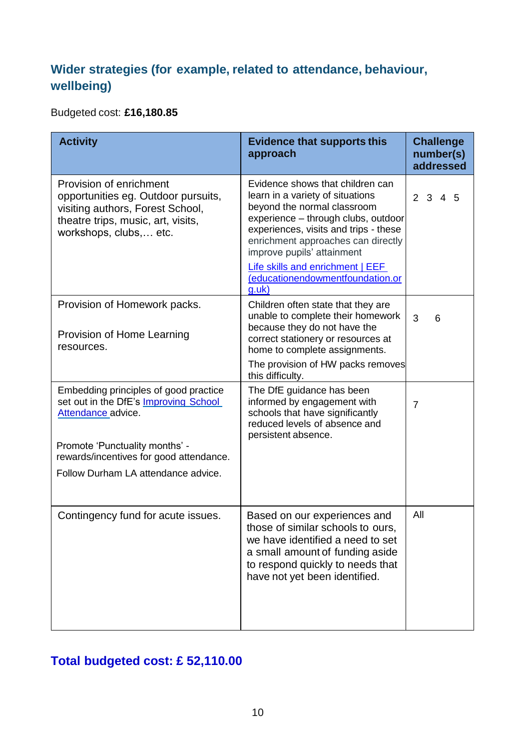## Wider strategies (for example, related to attendance, behaviour, wellbeing)

Budgeted cost: **£16,180.85**

| Activity | Evidence that supports this approach | Challenge number(s) addressed |
|---|---|---|
| Provision of enrichment opportunities eg. Outdoor pursuits, visiting authors, Forest School, theatre trips, music, art, visits, workshops, clubs,… etc. | Evidence shows that children can learn in a variety of situations beyond the normal classroom experience – through clubs, outdoor experiences, visits and trips - these enrichment approaches can directly improve pupils' attainment<br>[Life skills and enrichment \| EEF (educationendowmentfoundation.org.uk)]() | 2 3 4 5 |
| Provision of Homework packs.<br><br>Provision of Home Learning resources. | Children often state that they are unable to complete their homework because they do not have the correct stationery or resources at home to complete assignments.<br>The provision of HW packs removes this difficulty. | 3 6 |
| Embedding principles of good practice set out in the DfE's [Improving School Attendance]() advice.<br><br>Promote 'Punctuality months' - rewards/incentives for good attendance.<br>Follow Durham LA attendance advice. | The DfE guidance has been informed by engagement with schools that have significantly reduced levels of absence and persistent absence. | 7 |
| Contingency fund for acute issues. | Based on our experiences and those of similar schools to ours, we have identified a need to set a small amount of funding aside to respond quickly to needs that have not yet been identified. | All |

## Total budgeted cost: £ 52,110.00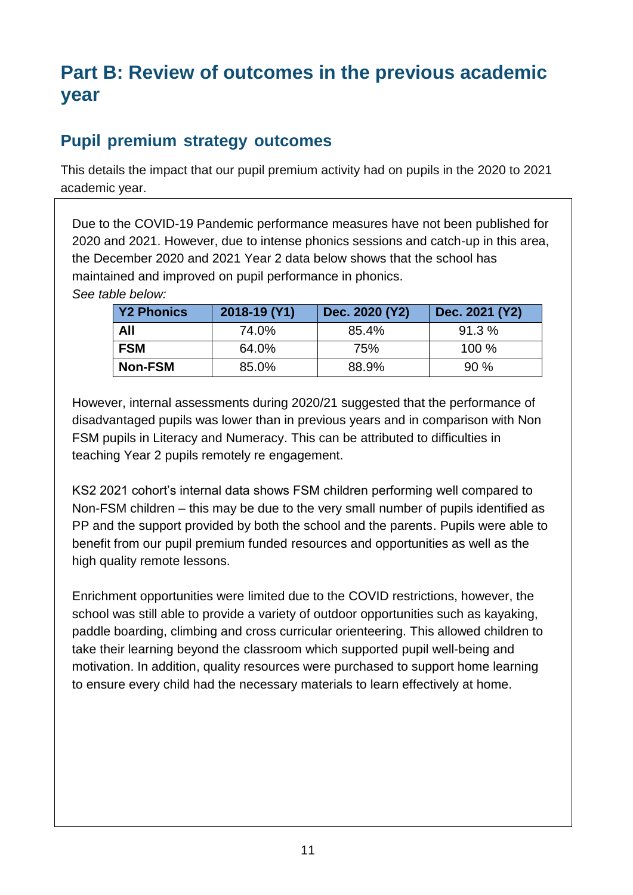# Part B: Review of outcomes in the previous academic year

## Pupil premium strategy outcomes

This details the impact that our pupil premium activity had on pupils in the 2020 to 2021 academic year.

Due to the COVID-19 Pandemic performance measures have not been published for 2020 and 2021. However, due to intense phonics sessions and catch-up in this area, the December 2020 and 2021 Year 2 data below shows that the school has maintained and improved on pupil performance in phonics.

*See table below:*

| Y2 Phonics | 2018-19 (Y1) | Dec. 2020 (Y2) | Dec. 2021 (Y2) |
|---|---|---|---|
| **All** | 74.0% | 85.4% | 91.3 % |
| **FSM** | 64.0% | 75% | 100 % |
| **Non-FSM** | 85.0% | 88.9% | 90 % |

However, internal assessments during 2020/21 suggested that the performance of disadvantaged pupils was lower than in previous years and in comparison with Non FSM pupils in Literacy and Numeracy. This can be attributed to difficulties in teaching Year 2 pupils remotely re engagement.

KS2 2021 cohort's internal data shows FSM children performing well compared to Non-FSM children – this may be due to the very small number of pupils identified as PP and the support provided by both the school and the parents. Pupils were able to benefit from our pupil premium funded resources and opportunities as well as the high quality remote lessons.

Enrichment opportunities were limited due to the COVID restrictions, however, the school was still able to provide a variety of outdoor opportunities such as kayaking, paddle boarding, climbing and cross curricular orienteering. This allowed children to take their learning beyond the classroom which supported pupil well-being and motivation. In addition, quality resources were purchased to support home learning to ensure every child had the necessary materials to learn effectively at home.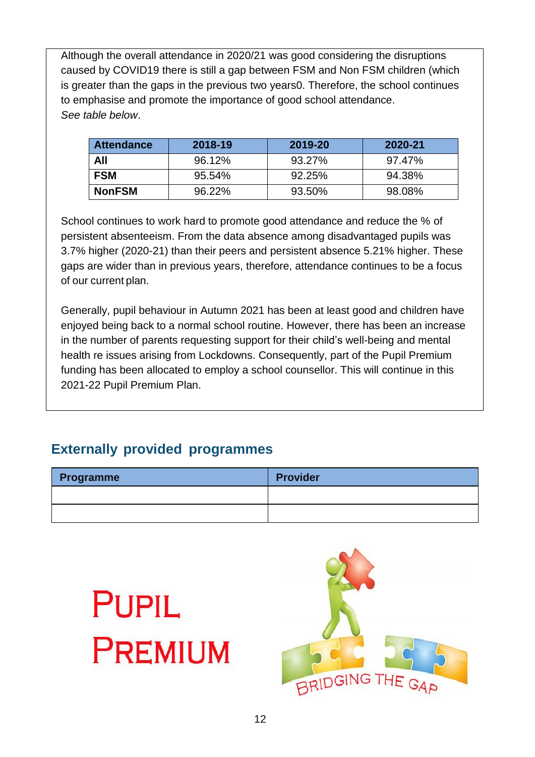Although the overall attendance in 2020/21 was good considering the disruptions caused by COVID19 there is still a gap between FSM and Non FSM children (which is greater than the gaps in the previous two years0. Therefore, the school continues to emphasise and promote the importance of good school attendance.
*See table below*.

| Attendance | 2018-19 | 2019-20 | 2020-21 |
|---|---|---|---|
| **All** | 96.12% | 93.27% | 97.47% |
| **FSM** | 95.54% | 92.25% | 94.38% |
| **NonFSM** | 96.22% | 93.50% | 98.08% |

School continues to work hard to promote good attendance and reduce the % of persistent absenteeism. From the data absence among disadvantaged pupils was 3.7% higher (2020-21) than their peers and persistent absence 5.21% higher. These gaps are wider than in previous years, therefore, attendance continues to be a focus of our current plan.

Generally, pupil behaviour in Autumn 2021 has been at least good and children have enjoyed being back to a normal school routine. However, there has been an increase in the number of parents requesting support for their child's well-being and mental health re issues arising from Lockdowns. Consequently, part of the Pupil Premium funding has been allocated to employ a school counsellor. This will continue in this 2021-22 Pupil Premium Plan.

## Externally provided programmes

| Programme | Provider |
|---|---|
| | |
| | |

PUPIL PREMIUM

BRIDGING THE GAP